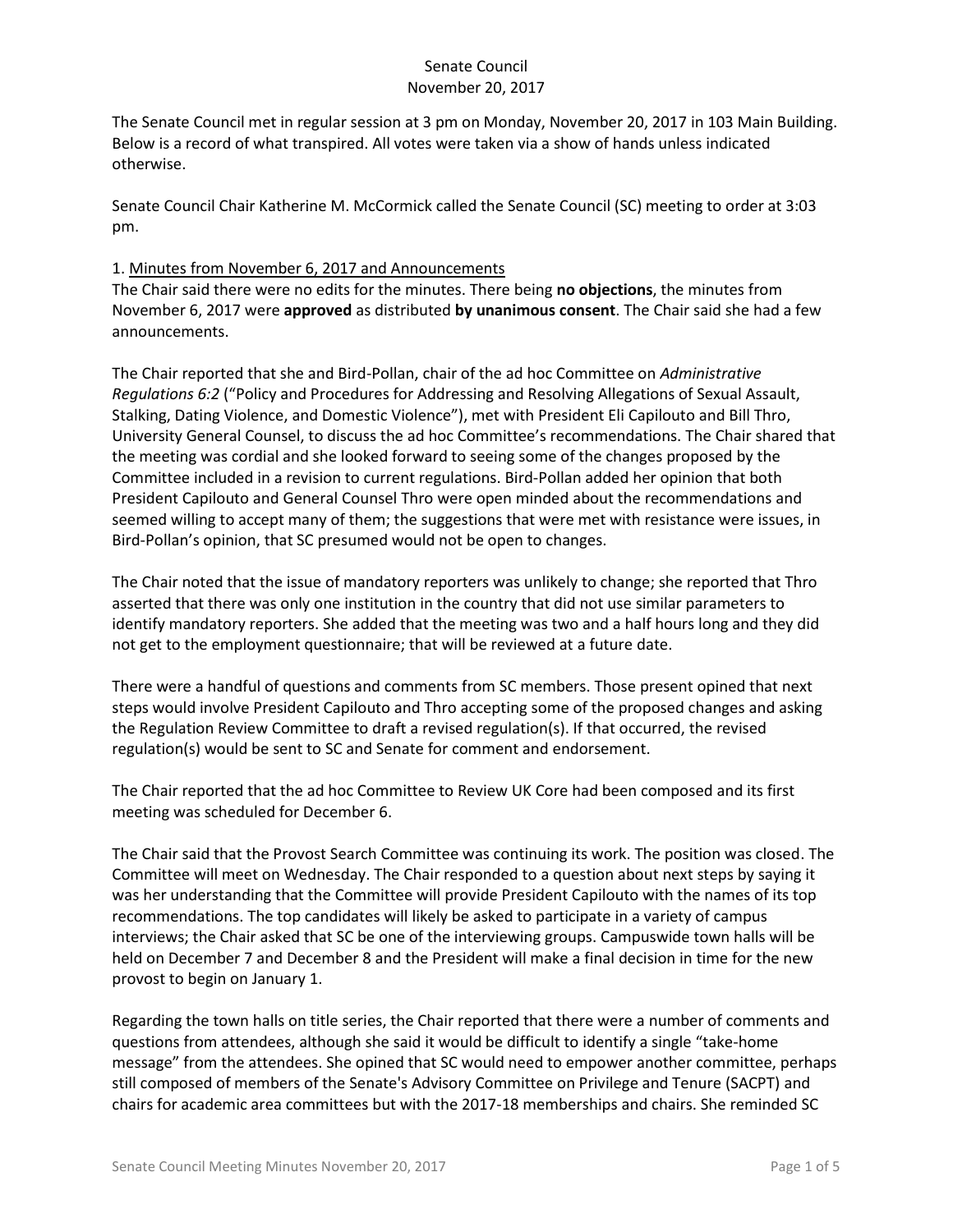# Senate Council
## November 20, 2017

The Senate Council met in regular session at 3 pm on Monday, November 20, 2017 in 103 Main Building. Below is a record of what transpired. All votes were taken via a show of hands unless indicated otherwise.

Senate Council Chair Katherine M. McCormick called the Senate Council (SC) meeting to order at 3:03 pm.

1. Minutes from November 6, 2017 and Announcements

The Chair said there were no edits for the minutes. There being **no objections**, the minutes from November 6, 2017 were **approved** as distributed **by unanimous consent**. The Chair said she had a few announcements.

The Chair reported that she and Bird-Pollan, chair of the ad hoc Committee on *Administrative Regulations 6:2* ("Policy and Procedures for Addressing and Resolving Allegations of Sexual Assault, Stalking, Dating Violence, and Domestic Violence"), met with President Eli Capilouto and Bill Thro, University General Counsel, to discuss the ad hoc Committee's recommendations. The Chair shared that the meeting was cordial and she looked forward to seeing some of the changes proposed by the Committee included in a revision to current regulations. Bird-Pollan added her opinion that both President Capilouto and General Counsel Thro were open minded about the recommendations and seemed willing to accept many of them; the suggestions that were met with resistance were issues, in Bird-Pollan's opinion, that SC presumed would not be open to changes.

The Chair noted that the issue of mandatory reporters was unlikely to change; she reported that Thro asserted that there was only one institution in the country that did not use similar parameters to identify mandatory reporters. She added that the meeting was two and a half hours long and they did not get to the employment questionnaire; that will be reviewed at a future date.

There were a handful of questions and comments from SC members. Those present opined that next steps would involve President Capilouto and Thro accepting some of the proposed changes and asking the Regulation Review Committee to draft a revised regulation(s). If that occurred, the revised regulation(s) would be sent to SC and Senate for comment and endorsement.

The Chair reported that the ad hoc Committee to Review UK Core had been composed and its first meeting was scheduled for December 6.

The Chair said that the Provost Search Committee was continuing its work. The position was closed. The Committee will meet on Wednesday. The Chair responded to a question about next steps by saying it was her understanding that the Committee will provide President Capilouto with the names of its top recommendations. The top candidates will likely be asked to participate in a variety of campus interviews; the Chair asked that SC be one of the interviewing groups. Campuswide town halls will be held on December 7 and December 8 and the President will make a final decision in time for the new provost to begin on January 1.

Regarding the town halls on title series, the Chair reported that there were a number of comments and questions from attendees, although she said it would be difficult to identify a single "take-home message" from the attendees. She opined that SC would need to empower another committee, perhaps still composed of members of the Senate's Advisory Committee on Privilege and Tenure (SACPT) and chairs for academic area committees but with the 2017-18 memberships and chairs. She reminded SC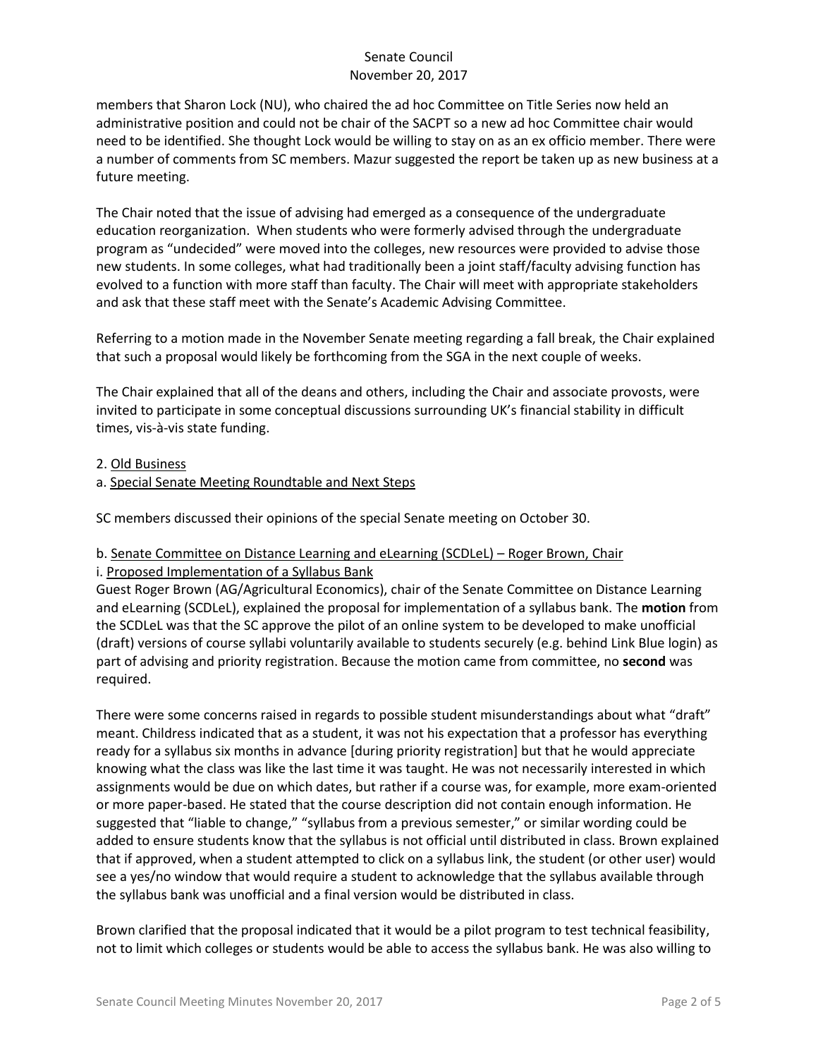members that Sharon Lock (NU), who chaired the ad hoc Committee on Title Series now held an administrative position and could not be chair of the SACPT so a new ad hoc Committee chair would need to be identified. She thought Lock would be willing to stay on as an ex officio member. There were a number of comments from SC members. Mazur suggested the report be taken up as new business at a future meeting.

The Chair noted that the issue of advising had emerged as a consequence of the undergraduate education reorganization. When students who were formerly advised through the undergraduate program as "undecided" were moved into the colleges, new resources were provided to advise those new students. In some colleges, what had traditionally been a joint staff/faculty advising function has evolved to a function with more staff than faculty. The Chair will meet with appropriate stakeholders and ask that these staff meet with the Senate's Academic Advising Committee.

Referring to a motion made in the November Senate meeting regarding a fall break, the Chair explained that such a proposal would likely be forthcoming from the SGA in the next couple of weeks.

The Chair explained that all of the deans and others, including the Chair and associate provosts, were invited to participate in some conceptual discussions surrounding UK's financial stability in difficult times, vis-à-vis state funding.

2. <u>Old Business</u>

a. <u>Special Senate Meeting Roundtable and Next Steps</u>

SC members discussed their opinions of the special Senate meeting on October 30.

b. <u>Senate Committee on Distance Learning and eLearning (SCDLeL) – Roger Brown, Chair</u>

i. <u>Proposed Implementation of a Syllabus Bank</u>

Guest Roger Brown (AG/Agricultural Economics), chair of the Senate Committee on Distance Learning and eLearning (SCDLeL), explained the proposal for implementation of a syllabus bank. The **motion** from the SCDLeL was that the SC approve the pilot of an online system to be developed to make unofficial (draft) versions of course syllabi voluntarily available to students securely (e.g. behind Link Blue login) as part of advising and priority registration. Because the motion came from committee, no **second** was required.

There were some concerns raised in regards to possible student misunderstandings about what "draft" meant. Childress indicated that as a student, it was not his expectation that a professor has everything ready for a syllabus six months in advance [during priority registration] but that he would appreciate knowing what the class was like the last time it was taught. He was not necessarily interested in which assignments would be due on which dates, but rather if a course was, for example, more exam-oriented or more paper-based. He stated that the course description did not contain enough information. He suggested that "liable to change," "syllabus from a previous semester," or similar wording could be added to ensure students know that the syllabus is not official until distributed in class. Brown explained that if approved, when a student attempted to click on a syllabus link, the student (or other user) would see a yes/no window that would require a student to acknowledge that the syllabus available through the syllabus bank was unofficial and a final version would be distributed in class.

Brown clarified that the proposal indicated that it would be a pilot program to test technical feasibility, not to limit which colleges or students would be able to access the syllabus bank. He was also willing to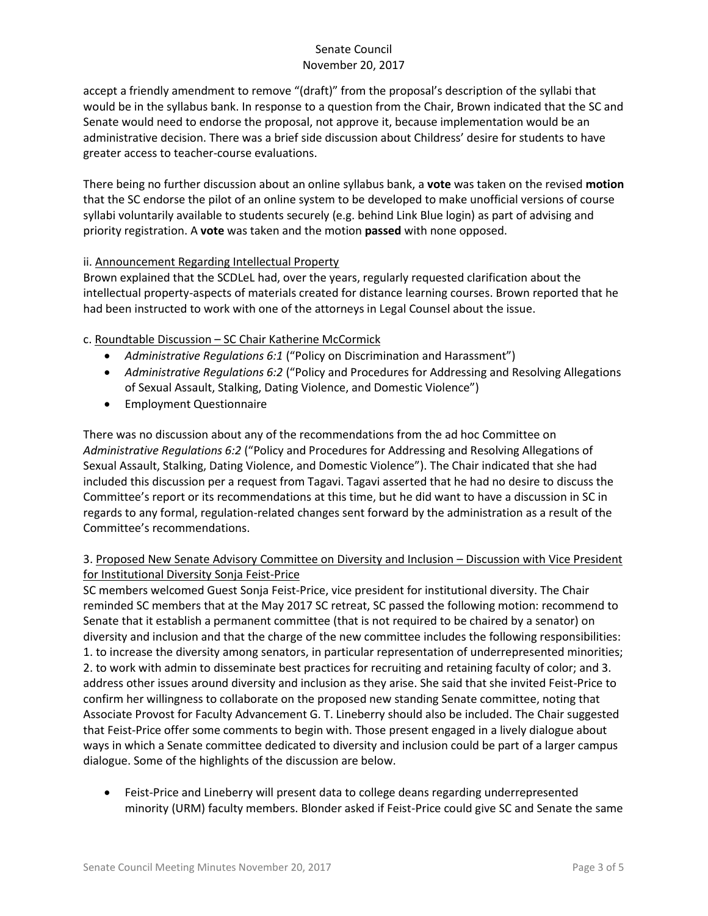accept a friendly amendment to remove "(draft)" from the proposal's description of the syllabi that would be in the syllabus bank. In response to a question from the Chair, Brown indicated that the SC and Senate would need to endorse the proposal, not approve it, because implementation would be an administrative decision. There was a brief side discussion about Childress' desire for students to have greater access to teacher-course evaluations.

There being no further discussion about an online syllabus bank, a **vote** was taken on the revised **motion** that the SC endorse the pilot of an online system to be developed to make unofficial versions of course syllabi voluntarily available to students securely (e.g. behind Link Blue login) as part of advising and priority registration. A **vote** was taken and the motion **passed** with none opposed.

ii. Announcement Regarding Intellectual Property

Brown explained that the SCDLeL had, over the years, regularly requested clarification about the intellectual property-aspects of materials created for distance learning courses. Brown reported that he had been instructed to work with one of the attorneys in Legal Counsel about the issue.

c. Roundtable Discussion – SC Chair Katherine McCormick

- *Administrative Regulations 6:1* ("Policy on Discrimination and Harassment")
- *Administrative Regulations 6:2* ("Policy and Procedures for Addressing and Resolving Allegations of Sexual Assault, Stalking, Dating Violence, and Domestic Violence")
- Employment Questionnaire

There was no discussion about any of the recommendations from the ad hoc Committee on *Administrative Regulations 6:2* ("Policy and Procedures for Addressing and Resolving Allegations of Sexual Assault, Stalking, Dating Violence, and Domestic Violence"). The Chair indicated that she had included this discussion per a request from Tagavi. Tagavi asserted that he had no desire to discuss the Committee's report or its recommendations at this time, but he did want to have a discussion in SC in regards to any formal, regulation-related changes sent forward by the administration as a result of the Committee's recommendations.

3. Proposed New Senate Advisory Committee on Diversity and Inclusion – Discussion with Vice President for Institutional Diversity Sonja Feist-Price

SC members welcomed Guest Sonja Feist-Price, vice president for institutional diversity. The Chair reminded SC members that at the May 2017 SC retreat, SC passed the following motion: recommend to Senate that it establish a permanent committee (that is not required to be chaired by a senator) on diversity and inclusion and that the charge of the new committee includes the following responsibilities: 1. to increase the diversity among senators, in particular representation of underrepresented minorities; 2. to work with admin to disseminate best practices for recruiting and retaining faculty of color; and 3. address other issues around diversity and inclusion as they arise. She said that she invited Feist-Price to confirm her willingness to collaborate on the proposed new standing Senate committee, noting that Associate Provost for Faculty Advancement G. T. Lineberry should also be included. The Chair suggested that Feist-Price offer some comments to begin with. Those present engaged in a lively dialogue about ways in which a Senate committee dedicated to diversity and inclusion could be part of a larger campus dialogue. Some of the highlights of the discussion are below.

- Feist-Price and Lineberry will present data to college deans regarding underrepresented minority (URM) faculty members. Blonder asked if Feist-Price could give SC and Senate the same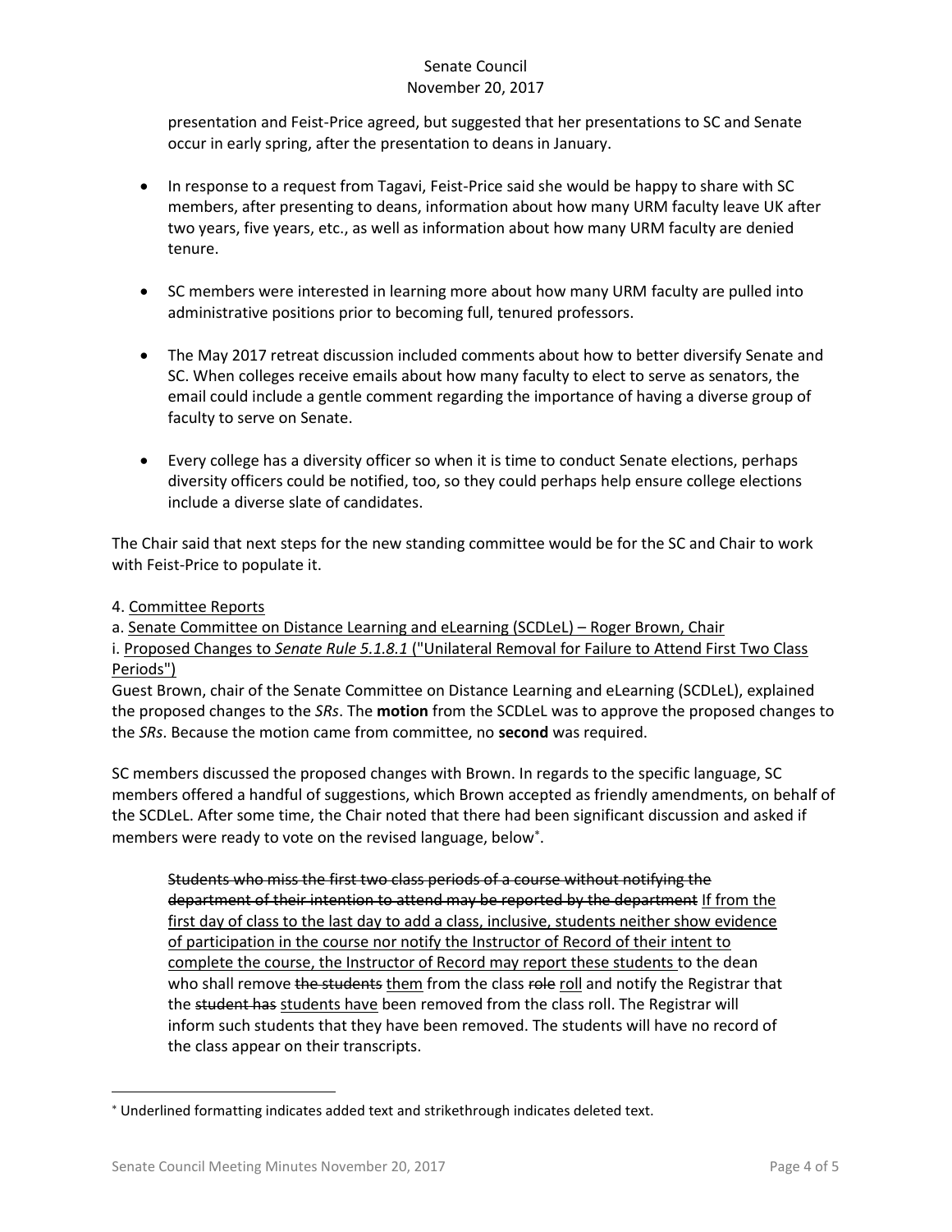presentation and Feist-Price agreed, but suggested that her presentations to SC and Senate occur in early spring, after the presentation to deans in January.

- In response to a request from Tagavi, Feist-Price said she would be happy to share with SC members, after presenting to deans, information about how many URM faculty leave UK after two years, five years, etc., as well as information about how many URM faculty are denied tenure.
- SC members were interested in learning more about how many URM faculty are pulled into administrative positions prior to becoming full, tenured professors.
- The May 2017 retreat discussion included comments about how to better diversify Senate and SC. When colleges receive emails about how many faculty to elect to serve as senators, the email could include a gentle comment regarding the importance of having a diverse group of faculty to serve on Senate.
- Every college has a diversity officer so when it is time to conduct Senate elections, perhaps diversity officers could be notified, too, so they could perhaps help ensure college elections include a diverse slate of candidates.

The Chair said that next steps for the new standing committee would be for the SC and Chair to work with Feist-Price to populate it.

4. <u>Committee Reports</u>

a. <u>Senate Committee on Distance Learning and eLearning (SCDLeL) – Roger Brown, Chair</u>

i. <u>Proposed Changes to *Senate Rule 5.1.8.1* ("Unilateral Removal for Failure to Attend First Two Class Periods")</u>

Guest Brown, chair of the Senate Committee on Distance Learning and eLearning (SCDLeL), explained the proposed changes to the *SRs*. The **motion** from the SCDLeL was to approve the proposed changes to the *SRs*. Because the motion came from committee, no **second** was required.

SC members discussed the proposed changes with Brown. In regards to the specific language, SC members offered a handful of suggestions, which Brown accepted as friendly amendments, on behalf of the SCDLeL. After some time, the Chair noted that there had been significant discussion and asked if members were ready to vote on the revised language, below*.

> ~~Students who miss the first two class periods of a course without notifying the department of their intention to attend may be reported by the department~~ <u>If from the first day of class to the last day to add a class, inclusive, students neither show evidence of participation in the course nor notify the Instructor of Record of their intent to complete the course, the Instructor of Record may report these students</u> to the dean who shall remove ~~the students~~ <u>them</u> from the class ~~role~~ <u>roll</u> and notify the Registrar that the ~~student has~~ <u>students have</u> been removed from the class roll. The Registrar will inform such students that they have been removed. The students will have no record of the class appear on their transcripts.

---

* Underlined formatting indicates added text and strikethrough indicates deleted text.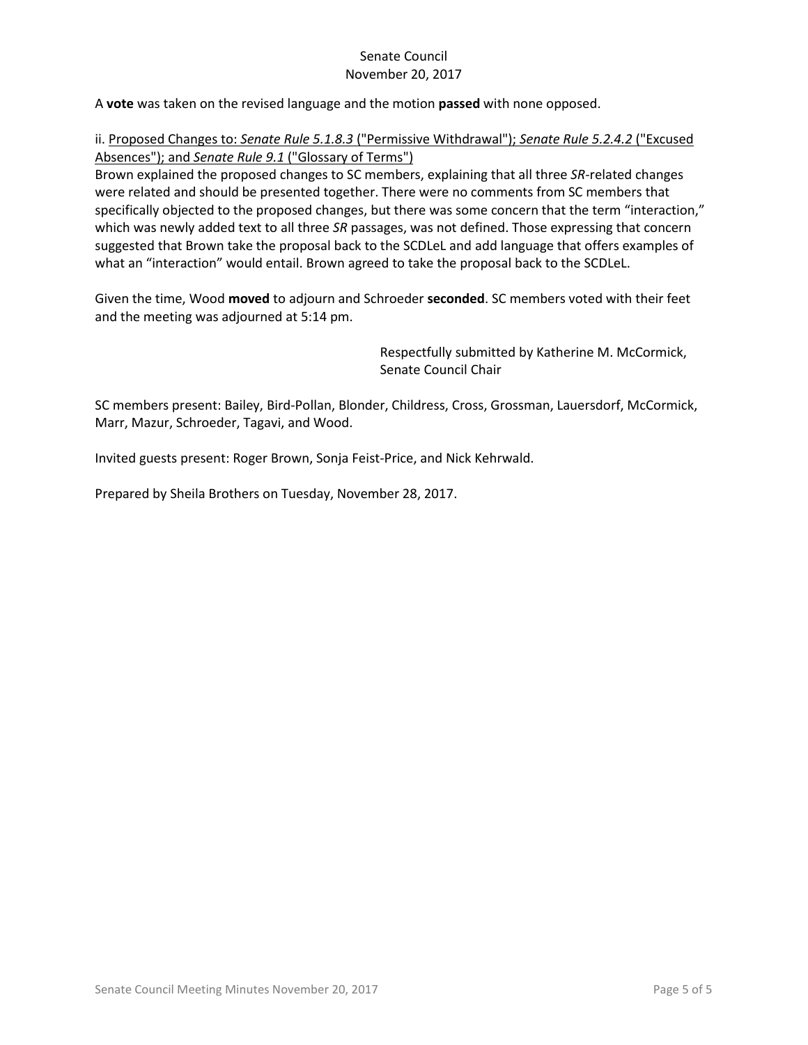A **vote** was taken on the revised language and the motion **passed** with none opposed.

ii. <u>Proposed Changes to: *Senate Rule 5.1.8.3* ("Permissive Withdrawal"); *Senate Rule 5.2.4.2* ("Excused Absences"); and *Senate Rule 9.1* ("Glossary of Terms")</u>

Brown explained the proposed changes to SC members, explaining that all three *SR*-related changes were related and should be presented together. There were no comments from SC members that specifically objected to the proposed changes, but there was some concern that the term "interaction," which was newly added text to all three *SR* passages, was not defined. Those expressing that concern suggested that Brown take the proposal back to the SCDLeL and add language that offers examples of what an "interaction" would entail. Brown agreed to take the proposal back to the SCDLeL.

Given the time, Wood **moved** to adjourn and Schroeder **seconded**. SC members voted with their feet and the meeting was adjourned at 5:14 pm.

Respectfully submitted by Katherine M. McCormick,
Senate Council Chair

SC members present: Bailey, Bird-Pollan, Blonder, Childress, Cross, Grossman, Lauersdorf, McCormick, Marr, Mazur, Schroeder, Tagavi, and Wood.

Invited guests present: Roger Brown, Sonja Feist-Price, and Nick Kehrwald.

Prepared by Sheila Brothers on Tuesday, November 28, 2017.